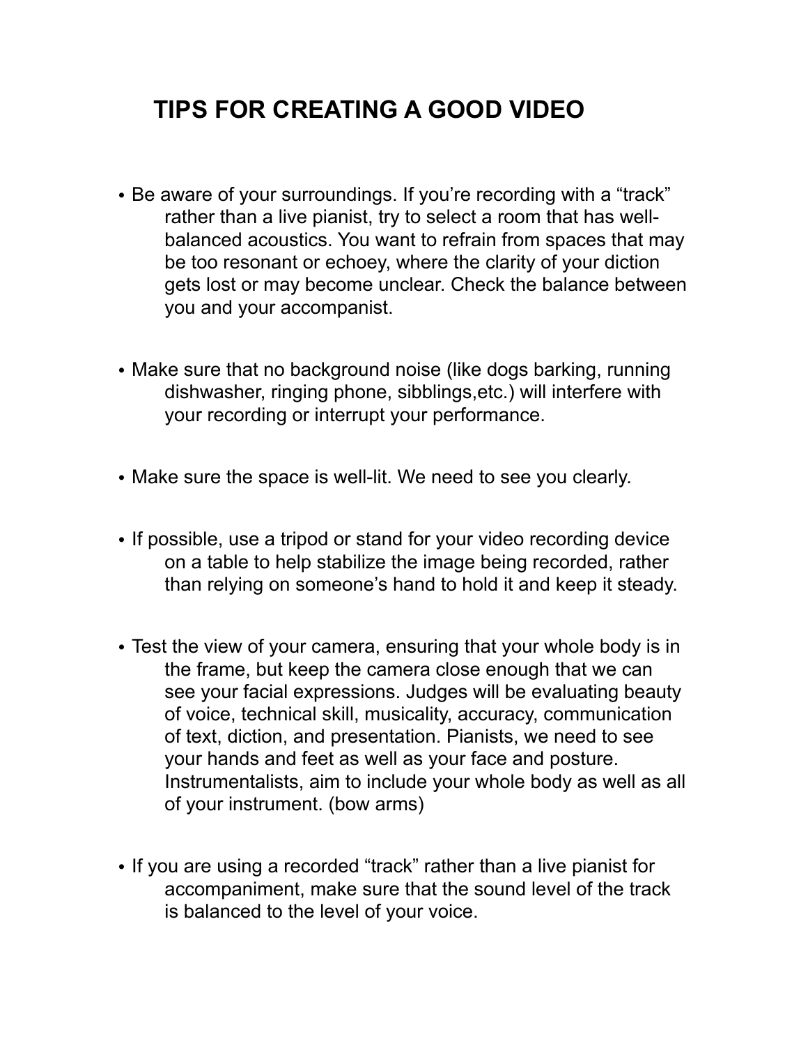# TIPS FOR CREATING A GOOD VIDEO

- Be aware of your surroundings. If you're recording with a "track" rather than a live pianist, try to select a room that has well-balanced acoustics. You want to refrain from spaces that may be too resonant or echoey, where the clarity of your diction gets lost or may become unclear. Check the balance between you and your accompanist.

- Make sure that no background noise (like dogs barking, running dishwasher, ringing phone, sibblings,etc.) will interfere with your recording or interrupt your performance.

- Make sure the space is well-lit. We need to see you clearly.

- If possible, use a tripod or stand for your video recording device on a table to help stabilize the image being recorded, rather than relying on someone's hand to hold it and keep it steady.

- Test the view of your camera, ensuring that your whole body is in the frame, but keep the camera close enough that we can see your facial expressions. Judges will be evaluating beauty of voice, technical skill, musicality, accuracy, communication of text, diction, and presentation. Pianists, we need to see your hands and feet as well as your face and posture. Instrumentalists, aim to include your whole body as well as all of your instrument. (bow arms)

- If you are using a recorded "track" rather than a live pianist for accompaniment, make sure that the sound level of the track is balanced to the level of your voice.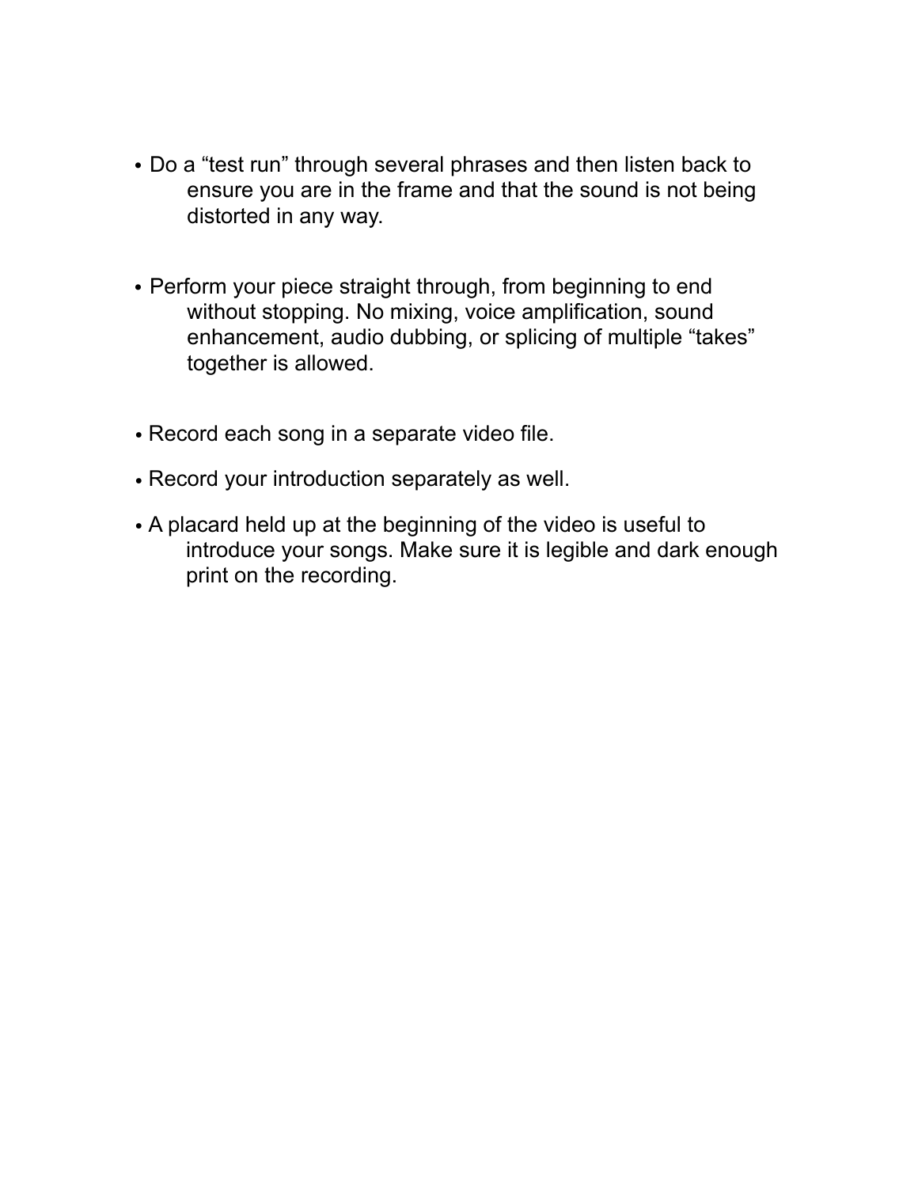- Do a “test run” through several phrases and then listen back to ensure you are in the frame and that the sound is not being distorted in any way.

- Perform your piece straight through, from beginning to end without stopping. No mixing, voice amplification, sound enhancement, audio dubbing, or splicing of multiple “takes” together is allowed.

- Record each song in a separate video file.
- Record your introduction separately as well.
- A placard held up at the beginning of the video is useful to introduce your songs. Make sure it is legible and dark enough print on the recording.